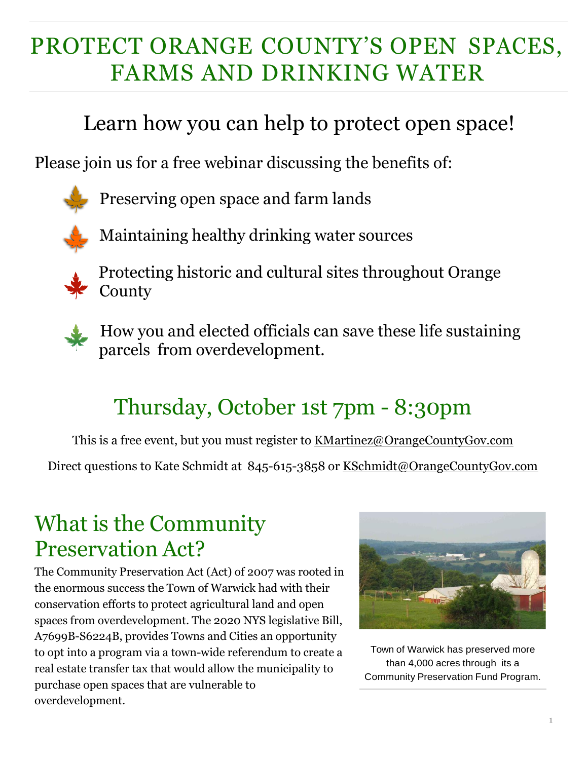# PROTECT ORANGE COUNTY'S OPEN SPACES, FARMS AND DRINKING WATER

## Learn how you can help to protect open space!

Please join us for a free webinar discussing the benefits of:

- Preserving open space and farm lands
- Maintaining healthy drinking water sources
- Protecting historic and cultural sites throughout Orange County
- How you and elected officials can save these life sustaining parcels from overdevelopment.

## Thursday, October 1st 7pm - 8:30pm

This is a free event, but you must register to KMartinez@OrangeCountyGov.com

Direct questions to Kate Schmidt at 845-615-3858 or KSchmidt@OrangeCountyGov.com

## What is the Community Preservation Act?

The Community Preservation Act (Act) of 2007 was rooted in the enormous success the Town of Warwick had with their conservation efforts to protect agricultural land and open spaces from overdevelopment. The 2020 NYS legislative Bill, A7699B-S6224B, provides Towns and Cities an opportunity to opt into a program via a town-wide referendum to create a real estate transfer tax that would allow the municipality to purchase open spaces that are vulnerable to overdevelopment.

Town of Warwick has preserved more than 4,000 acres through its a Community Preservation Fund Program.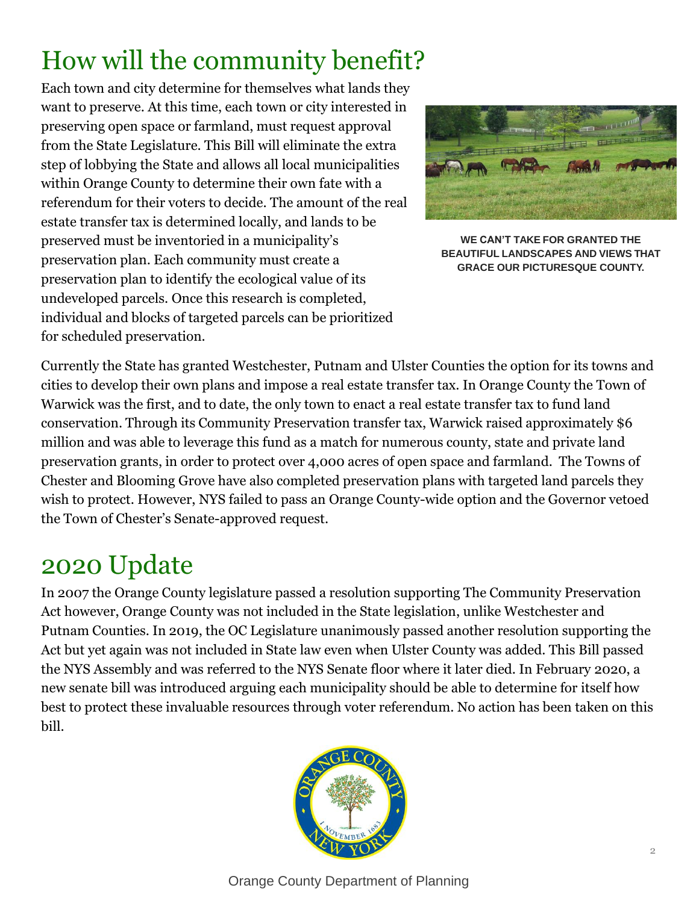# How will the community benefit?

Each town and city determine for themselves what lands they want to preserve. At this time, each town or city interested in preserving open space or farmland, must request approval from the State Legislature. This Bill will eliminate the extra step of lobbying the State and allows all local municipalities within Orange County to determine their own fate with a referendum for their voters to decide. The amount of the real estate transfer tax is determined locally, and lands to be preserved must be inventoried in a municipality's preservation plan. Each community must create a preservation plan to identify the ecological value of its undeveloped parcels. Once this research is completed, individual and blocks of targeted parcels can be prioritized for scheduled preservation.

**WE CAN'T TAKE FOR GRANTED THE BEAUTIFUL LANDSCAPES AND VIEWS THAT GRACE OUR PICTURESQUE COUNTY.**

Currently the State has granted Westchester, Putnam and Ulster Counties the option for its towns and cities to develop their own plans and impose a real estate transfer tax. In Orange County the Town of Warwick was the first, and to date, the only town to enact a real estate transfer tax to fund land conservation. Through its Community Preservation transfer tax, Warwick raised approximately $6 million and was able to leverage this fund as a match for numerous county, state and private land preservation grants, in order to protect over 4,000 acres of open space and farmland. The Towns of Chester and Blooming Grove have also completed preservation plans with targeted land parcels they wish to protect. However, NYS failed to pass an Orange County-wide option and the Governor vetoed the Town of Chester's Senate-approved request.

# 2020 Update

In 2007 the Orange County legislature passed a resolution supporting The Community Preservation Act however, Orange County was not included in the State legislation, unlike Westchester and Putnam Counties. In 2019, the OC Legislature unanimously passed another resolution supporting the Act but yet again was not included in State law even when Ulster County was added. This Bill passed the NYS Assembly and was referred to the NYS Senate floor where it later died. In February 2020, a new senate bill was introduced arguing each municipality should be able to determine for itself how best to protect these invaluable resources through voter referendum. No action has been taken on this bill.

Orange County Department of Planning